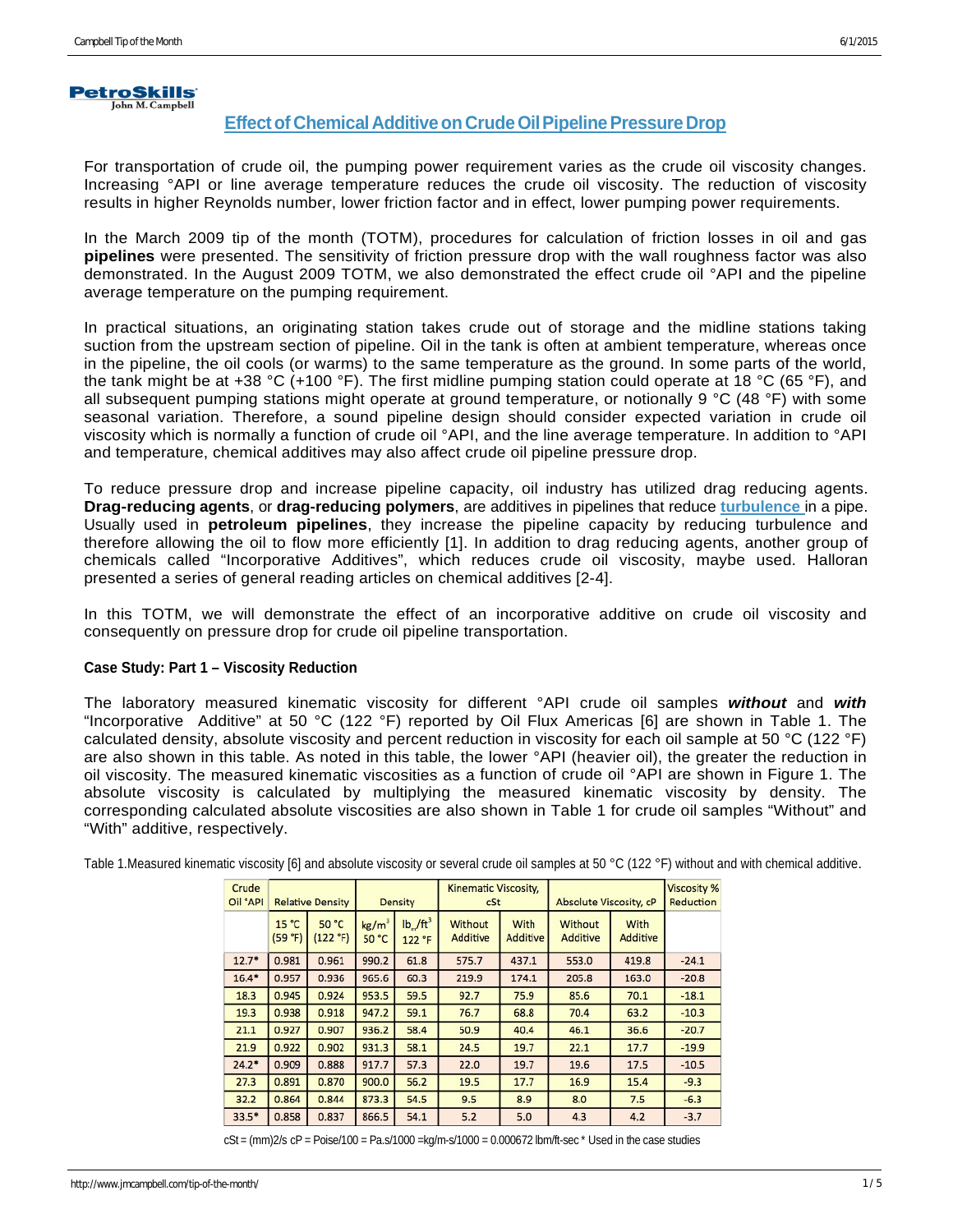PetroSkills John M. Campbell

# Effect of Chemical Additive on Crude Oil Pipeline Pressure Drop

For transportation of crude oil, the pumping power requirement varies as the crude oil viscosity changes. Increasing °API or line average temperature reduces the crude oil viscosity. The reduction of viscosity results in higher Reynolds number, lower friction factor and in effect, lower pumping power requirements.

In the March 2009 tip of the month (TOTM), procedures for calculation of friction losses in oil and gas **pipelines** were presented. The sensitivity of friction pressure drop with the wall roughness factor was also demonstrated. In the August 2009 TOTM, we also demonstrated the effect crude oil °API and the pipeline average temperature on the pumping requirement.

In practical situations, an originating station takes crude out of storage and the midline stations taking suction from the upstream section of pipeline. Oil in the tank is often at ambient temperature, whereas once in the pipeline, the oil cools (or warms) to the same temperature as the ground. In some parts of the world, the tank might be at +38 °C (+100 °F). The first midline pumping station could operate at 18 °C (65 °F), and all subsequent pumping stations might operate at ground temperature, or notionally 9 °C (48 °F) with some seasonal variation. Therefore, a sound pipeline design should consider expected variation in crude oil viscosity which is normally a function of crude oil °API, and the line average temperature. In addition to °API and temperature, chemical additives may also affect crude oil pipeline pressure drop.

To reduce pressure drop and increase pipeline capacity, oil industry has utilized drag reducing agents. **Drag-reducing agents**, or **drag-reducing polymers**, are additives in pipelines that reduce **turbulence** in a pipe. Usually used in **petroleum pipelines**, they increase the pipeline capacity by reducing turbulence and therefore allowing the oil to flow more efficiently [1]. In addition to drag reducing agents, another group of chemicals called "Incorporative Additives", which reduces crude oil viscosity, maybe used. Halloran presented a series of general reading articles on chemical additives [2-4].

In this TOTM, we will demonstrate the effect of an incorporative additive on crude oil viscosity and consequently on pressure drop for crude oil pipeline transportation.

### Case Study: Part 1 – Viscosity Reduction

The laboratory measured kinematic viscosity for different °API crude oil samples ***without*** and ***with*** "Incorporative Additive" at 50 °C (122 °F) reported by Oil Flux Americas [6] are shown in Table 1. The calculated density, absolute viscosity and percent reduction in viscosity for each oil sample at 50 °C (122 °F) are also shown in this table. As noted in this table, the lower °API (heavier oil), the greater the reduction in oil viscosity. The measured kinematic viscosities as a function of crude oil °API are shown in Figure 1. The absolute viscosity is calculated by multiplying the measured kinematic viscosity by density. The corresponding calculated absolute viscosities are also shown in Table 1 for crude oil samples "Without" and "With" additive, respectively.

Table 1.Measured kinematic viscosity [6] and absolute viscosity or several crude oil samples at 50 °C (122 °F) without and with chemical additive.

| Crude Oil °API | Relative Density | | Density | | Kinematic Viscosity, cSt | | Absolute Viscosity, cP | | Viscosity % Reduction |
|---|---|---|---|---|---|---|---|---|---|
| | 15 °C (59 °F) | 50 °C (122 °F) | $kg/m^3$ 50 °C | $lb_m/ft^3$ 122 °F | Without Additive | With Additive | Without Additive | With Additive | |
| 12.7* | 0.981 | 0.961 | 990.2 | 61.8 | 575.7 | 437.1 | 553.0 | 419.8 | -24.1 |
| 16.4* | 0.957 | 0.936 | 965.6 | 60.3 | 219.9 | 174.1 | 205.8 | 163.0 | -20.8 |
| 18.3 | 0.945 | 0.924 | 953.5 | 59.5 | 92.7 | 75.9 | 85.6 | 70.1 | -18.1 |
| 19.3 | 0.938 | 0.918 | 947.2 | 59.1 | 76.7 | 68.8 | 70.4 | 63.2 | -10.3 |
| 21.1 | 0.927 | 0.907 | 936.2 | 58.4 | 50.9 | 40.4 | 46.1 | 36.6 | -20.7 |
| 21.9 | 0.922 | 0.902 | 931.3 | 58.1 | 24.5 | 19.7 | 22.1 | 17.7 | -19.9 |
| 24.2* | 0.909 | 0.888 | 917.7 | 57.3 | 22.0 | 19.7 | 19.6 | 17.5 | -10.5 |
| 27.3 | 0.891 | 0.870 | 900.0 | 56.2 | 19.5 | 17.7 | 16.9 | 15.4 | -9.3 |
| 32.2 | 0.864 | 0.844 | 873.3 | 54.5 | 9.5 | 8.9 | 8.0 | 7.5 | -6.3 |
| 33.5* | 0.858 | 0.837 | 866.5 | 54.1 | 5.2 | 5.0 | 4.3 | 4.2 | -3.7 |

cSt = (mm)2/s cP = Poise/100 = Pa.s/1000 =kg/m-s/1000 = 0.000672 lbm/ft-sec * Used in the case studies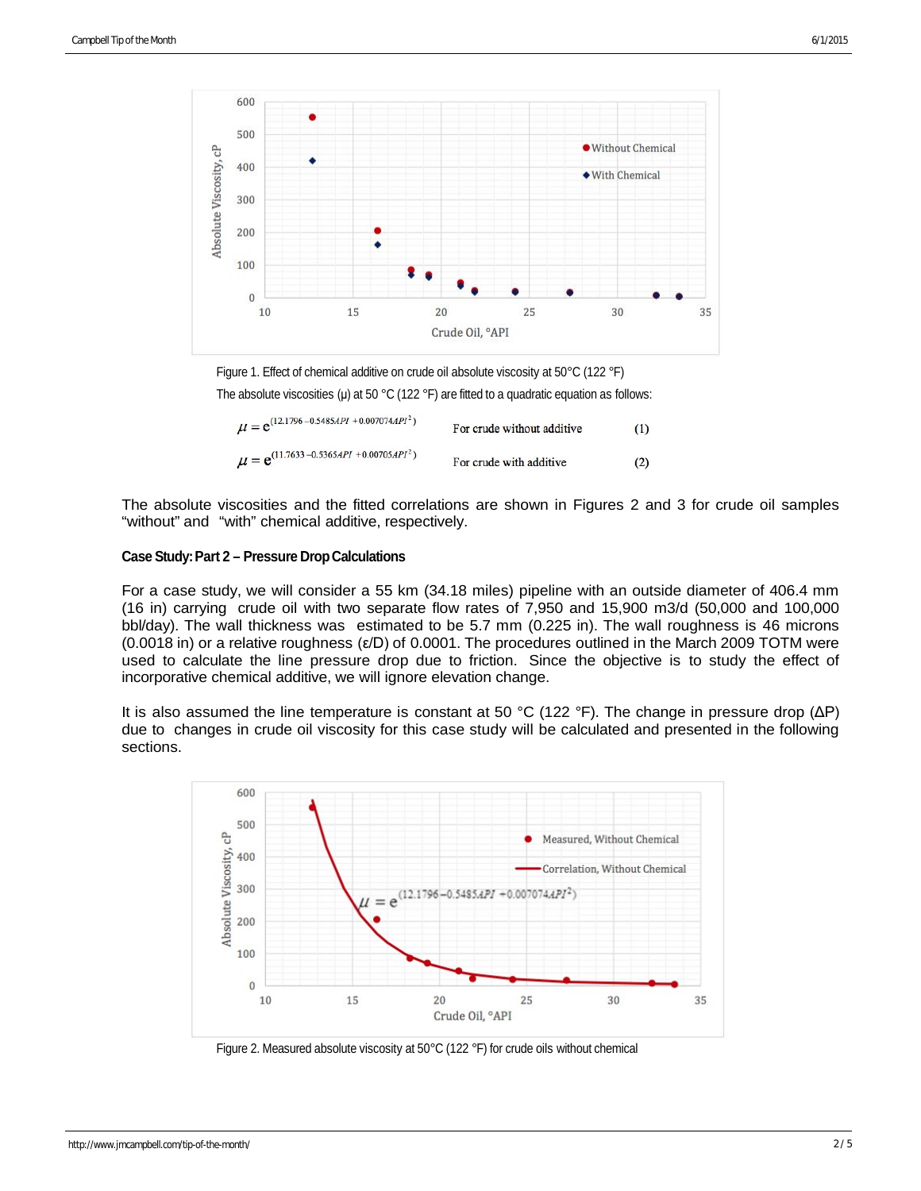Figure 1. Effect of chemical additive on crude oil absolute viscosity at 50°C (122 °F)

The absolute viscosities (μ) at 50 °C (122 °F) are fitted to a quadratic equation as follows:

$$\mu = e^{(12.1796 - 0.5485 API + 0.007074 API^2)} \quad \text{For crude without additive} \quad (1)$$

$$\mu = e^{(11.7633 - 0.5365 API + 0.00705 API^2)} \quad \text{For crude with additive} \quad (2)$$

The absolute viscosities and the fitted correlations are shown in Figures 2 and 3 for crude oil samples "without" and "with" chemical additive, respectively.

**Case Study: Part 2 – Pressure Drop Calculations**

For a case study, we will consider a 55 km (34.18 miles) pipeline with an outside diameter of 406.4 mm (16 in) carrying crude oil with two separate flow rates of 7,950 and 15,900 m3/d (50,000 and 100,000 bbl/day). The wall thickness was estimated to be 5.7 mm (0.225 in). The wall roughness is 46 microns (0.0018 in) or a relative roughness (ε/D) of 0.0001. The procedures outlined in the March 2009 TOTM were used to calculate the line pressure drop due to friction. Since the objective is to study the effect of incorporative chemical additive, we will ignore elevation change.

It is also assumed the line temperature is constant at 50 °C (122 °F). The change in pressure drop (ΔP) due to changes in crude oil viscosity for this case study will be calculated and presented in the following sections.

Figure 2. Measured absolute viscosity at 50°C (122 °F) for crude oils without chemical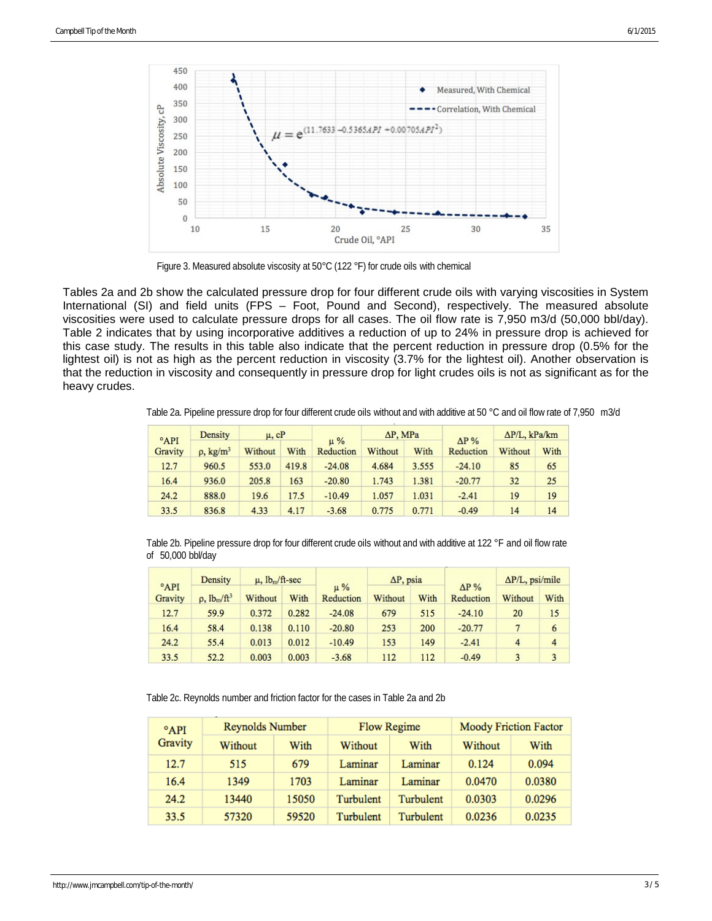Figure 3. Measured absolute viscosity at 50°C (122 °F) for crude oils with chemical

Tables 2a and 2b show the calculated pressure drop for four different crude oils with varying viscosities in System International (SI) and field units (FPS – Foot, Pound and Second), respectively. The measured absolute viscosities were used to calculate pressure drops for all cases. The oil flow rate is 7,950 m3/d (50,000 bbl/day). Table 2 indicates that by using incorporative additives a reduction of up to 24% in pressure drop is achieved for this case study. The results in this table also indicate that the percent reduction in pressure drop (0.5% for the lightest oil) is not as high as the percent reduction in viscosity (3.7% for the lightest oil). Another observation is that the reduction in viscosity and consequently in pressure drop for light crudes oils is not as significant as for the heavy crudes.

Table 2a. Pipeline pressure drop for four different crude oils without and with additive at 50 °C and oil flow rate of 7,950 m3/d

| °API Gravity | Density $\rho$, kg/m$^3$ | $\mu$, cP | | $\mu$ % Reduction | $\Delta P$, MPa | | $\Delta P$ % Reduction | $\Delta P/L$, kPa/km | |
|---|---|---|---|---|---|---|---|---|---|
| | | Without | With | | Without | With | | Without | With |
| 12.7 | 960.5 | 553.0 | 419.8 | -24.08 | 4.684 | 3.555 | -24.10 | 85 | 65 |
| 16.4 | 936.0 | 205.8 | 163 | -20.80 | 1.743 | 1.381 | -20.77 | 32 | 25 |
| 24.2 | 888.0 | 19.6 | 17.5 | -10.49 | 1.057 | 1.031 | -2.41 | 19 | 19 |
| 33.5 | 836.8 | 4.33 | 4.17 | -3.68 | 0.775 | 0.771 | -0.49 | 14 | 14 |

Table 2b. Pipeline pressure drop for four different crude oils without and with additive at 122 °F and oil flow rate of 50,000 bbl/day

| °API Gravity | Density $\rho$, lb$_m$/ft$^3$ | $\mu$, lb$_m$/ft-sec | | $\mu$ % Reduction | $\Delta P$, psia | | $\Delta P$ % Reduction | $\Delta P/L$, psi/mile | |
|---|---|---|---|---|---|---|---|---|---|
| | | Without | With | | Without | With | | Without | With |
| 12.7 | 59.9 | 0.372 | 0.282 | -24.08 | 679 | 515 | -24.10 | 20 | 15 |
| 16.4 | 58.4 | 0.138 | 0.110 | -20.80 | 253 | 200 | -20.77 | 7 | 6 |
| 24.2 | 55.4 | 0.013 | 0.012 | -10.49 | 153 | 149 | -2.41 | 4 | 4 |
| 33.5 | 52.2 | 0.003 | 0.003 | -3.68 | 112 | 112 | -0.49 | 3 | 3 |

Table 2c. Reynolds number and friction factor for the cases in Table 2a and 2b

| °API Gravity | Reynolds Number | | Flow Regime | | Moody Friction Factor | |
|---|---|---|---|---|---|---|
| | Without | With | Without | With | Without | With |
| 12.7 | 515 | 679 | Laminar | Laminar | 0.124 | 0.094 |
| 16.4 | 1349 | 1703 | Laminar | Laminar | 0.0470 | 0.0380 |
| 24.2 | 13440 | 15050 | Turbulent | Turbulent | 0.0303 | 0.0296 |
| 33.5 | 57320 | 59520 | Turbulent | Turbulent | 0.0236 | 0.0235 |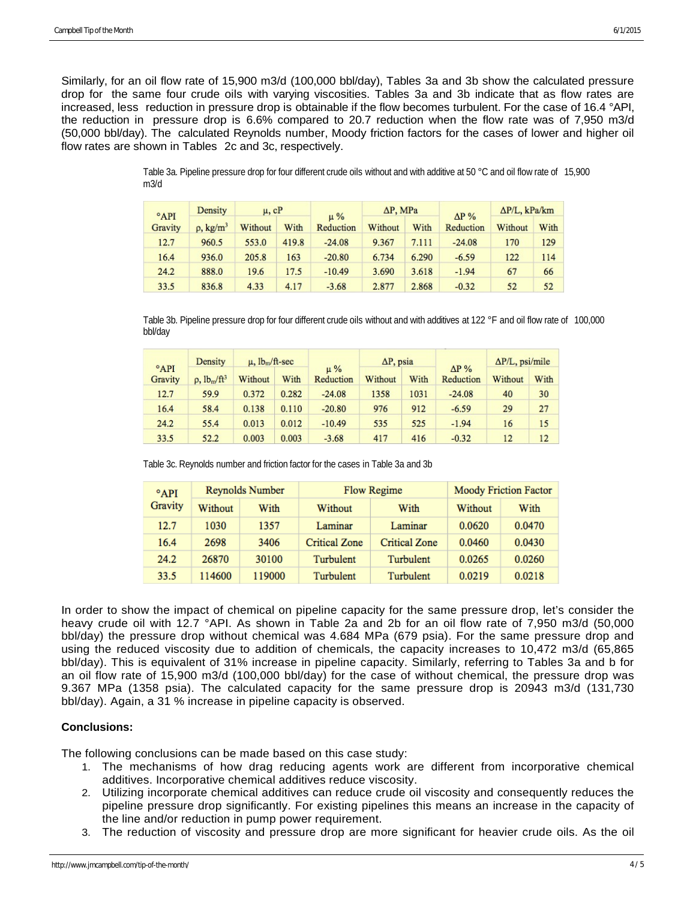Similarly, for an oil flow rate of 15,900 m3/d (100,000 bbl/day), Tables 3a and 3b show the calculated pressure drop for the same four crude oils with varying viscosities. Tables 3a and 3b indicate that as flow rates are increased, less reduction in pressure drop is obtainable if the flow becomes turbulent. For the case of 16.4 °API, the reduction in pressure drop is 6.6% compared to 20.7 reduction when the flow rate was of 7,950 m3/d (50,000 bbl/day). The calculated Reynolds number, Moody friction factors for the cases of lower and higher oil flow rates are shown in Tables 2c and 3c, respectively.

Table 3a. Pipeline pressure drop for four different crude oils without and with additive at 50 °C and oil flow rate of 15,900 m3/d

| °API Gravity | Density $\rho$, kg/m$^3$ | $\mu$, cP | | $\mu$ % Reduction | $\Delta$P, MPa | | $\Delta$P % Reduction | $\Delta$P/L, kPa/km | |
|---|---|---|---|---|---|---|---|---|---|
| | | Without | With | | Without | With | | Without | With |
| 12.7 | 960.5 | 553.0 | 419.8 | -24.08 | 9.367 | 7.111 | -24.08 | 170 | 129 |
| 16.4 | 936.0 | 205.8 | 163 | -20.80 | 6.734 | 6.290 | -6.59 | 122 | 114 |
| 24.2 | 888.0 | 19.6 | 17.5 | -10.49 | 3.690 | 3.618 | -1.94 | 67 | 66 |
| 33.5 | 836.8 | 4.33 | 4.17 | -3.68 | 2.877 | 2.868 | -0.32 | 52 | 52 |

Table 3b. Pipeline pressure drop for four different crude oils without and with additives at 122 °F and oil flow rate of 100,000 bbl/day

| °API Gravity | Density $\rho$, lb$_m$/ft$^3$ | $\mu$, lb$_m$/ft-sec | | $\mu$ % Reduction | $\Delta$P, psia | | $\Delta$P % Reduction | $\Delta$P/L, psi/mile | |
|---|---|---|---|---|---|---|---|---|---|
| | | Without | With | | Without | With | | Without | With |
| 12.7 | 59.9 | 0.372 | 0.282 | -24.08 | 1358 | 1031 | -24.08 | 40 | 30 |
| 16.4 | 58.4 | 0.138 | 0.110 | -20.80 | 976 | 912 | -6.59 | 29 | 27 |
| 24.2 | 55.4 | 0.013 | 0.012 | -10.49 | 535 | 525 | -1.94 | 16 | 15 |
| 33.5 | 52.2 | 0.003 | 0.003 | -3.68 | 417 | 416 | -0.32 | 12 | 12 |

Table 3c. Reynolds number and friction factor for the cases in Table 3a and 3b

| °API Gravity | Reynolds Number | | Flow Regime | | Moody Friction Factor | |
|---|---|---|---|---|---|---|
| | Without | With | Without | With | Without | With |
| 12.7 | 1030 | 1357 | Laminar | Laminar | 0.0620 | 0.0470 |
| 16.4 | 2698 | 3406 | Critical Zone | Critical Zone | 0.0460 | 0.0430 |
| 24.2 | 26870 | 30100 | Turbulent | Turbulent | 0.0265 | 0.0260 |
| 33.5 | 114600 | 119000 | Turbulent | Turbulent | 0.0219 | 0.0218 |

In order to show the impact of chemical on pipeline capacity for the same pressure drop, let's consider the heavy crude oil with 12.7 °API. As shown in Table 2a and 2b for an oil flow rate of 7,950 m3/d (50,000 bbl/day) the pressure drop without chemical was 4.684 MPa (679 psia). For the same pressure drop and using the reduced viscosity due to addition of chemicals, the capacity increases to 10,472 m3/d (65,865 bbl/day). This is equivalent of 31% increase in pipeline capacity. Similarly, referring to Tables 3a and b for an oil flow rate of 15,900 m3/d (100,000 bbl/day) for the case of without chemical, the pressure drop was 9.367 MPa (1358 psia). The calculated capacity for the same pressure drop is 20943 m3/d (131,730 bbl/day). Again, a 31 % increase in pipeline capacity is observed.

**Conclusions:**

The following conclusions can be made based on this case study:

1. The mechanisms of how drag reducing agents work are different from incorporative chemical additives. Incorporative chemical additives reduce viscosity.
2. Utilizing incorporate chemical additives can reduce crude oil viscosity and consequently reduces the pipeline pressure drop significantly. For existing pipelines this means an increase in the capacity of the line and/or reduction in pump power requirement.
3. The reduction of viscosity and pressure drop are more significant for heavier crude oils. As the oil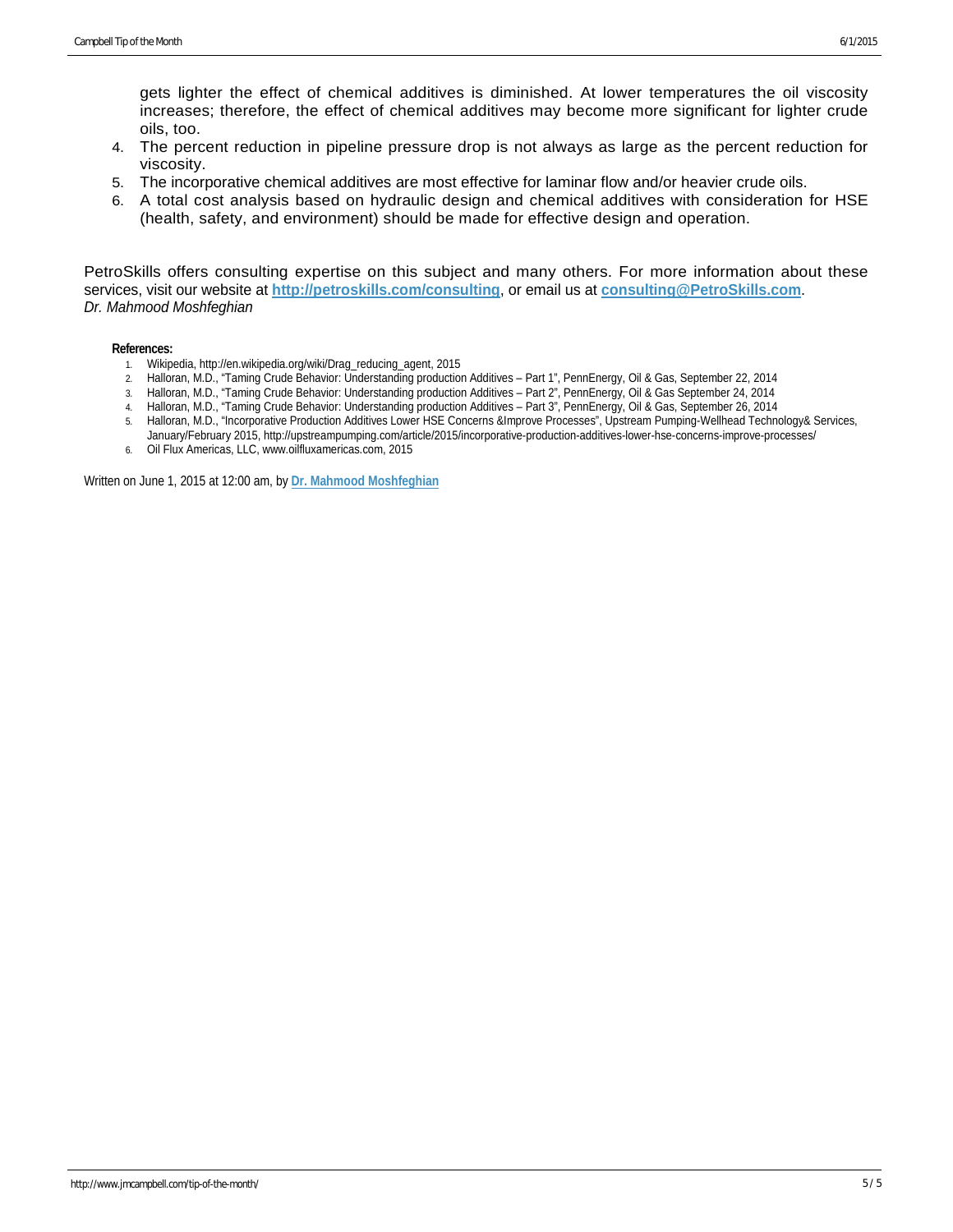gets lighter the effect of chemical additives is diminished. At lower temperatures the oil viscosity increases; therefore, the effect of chemical additives may become more significant for lighter crude oils, too.

4. The percent reduction in pipeline pressure drop is not always as large as the percent reduction for viscosity.
5. The incorporative chemical additives are most effective for laminar flow and/or heavier crude oils.
6. A total cost analysis based on hydraulic design and chemical additives with consideration for HSE (health, safety, and environment) should be made for effective design and operation.

PetroSkills offers consulting expertise on this subject and many others. For more information about these services, visit our website at **http://petroskills.com/consulting**, or email us at **consulting@PetroSkills.com**.
*Dr. Mahmood Moshfeghian*

**References:**

1. Wikipedia, http://en.wikipedia.org/wiki/Drag_reducing_agent, 2015
2. Halloran, M.D., "Taming Crude Behavior: Understanding production Additives – Part 1", PennEnergy, Oil & Gas, September 22, 2014
3. Halloran, M.D., "Taming Crude Behavior: Understanding production Additives – Part 2", PennEnergy, Oil & Gas September 24, 2014
4. Halloran, M.D., "Taming Crude Behavior: Understanding production Additives – Part 3", PennEnergy, Oil & Gas September 26, 2014
5. Halloran, M.D., "Incorporative Production Additives Lower HSE Concerns &Improve Processes", Upstream Pumping-Wellhead Technology& Services, January/February 2015, http://upstreampumping.com/article/2015/incorporative-production-additives-lower-hse-concerns-improve-processes/
6. Oil Flux Americas, LLC, www.oilfluxamericas.com, 2015

Written on June 1, 2015 at 12:00 am, by **Dr. Mahmood Moshfeghian**